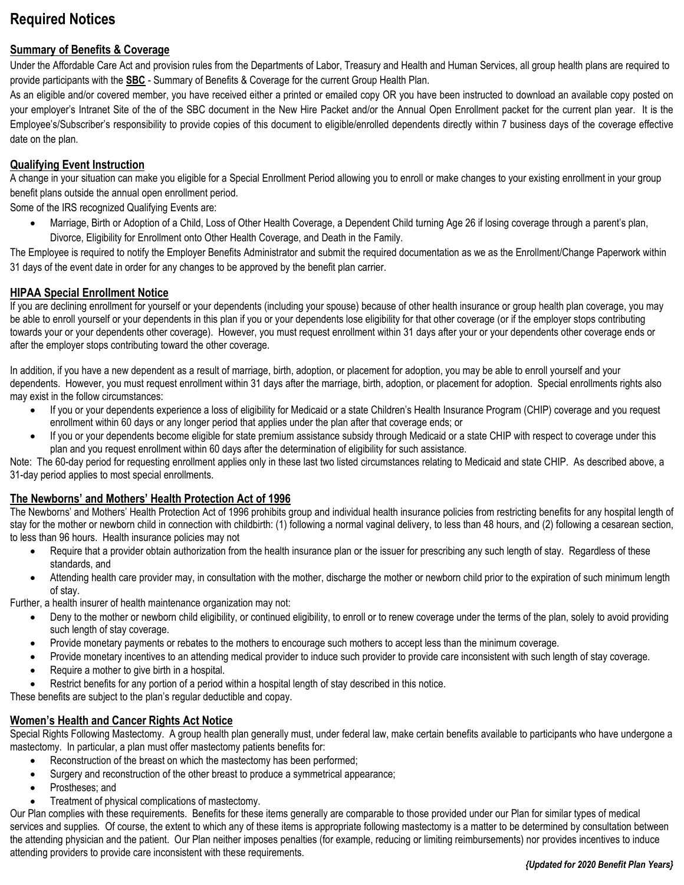# Required Notices

## Summary of Benefits & Coverage

Under the Affordable Care Act and provision rules from the Departments of Labor, Treasury and Health and Human Services, all group health plans are required to provide participants with the **SBC** - Summary of Benefits & Coverage for the current Group Health Plan.

As an eligible and/or covered member, you have received either a printed or emailed copy OR you have been instructed to download an available copy posted on your employer's Intranet Site of the of the SBC document in the New Hire Packet and/or the Annual Open Enrollment packet for the current plan year. It is the Employee's/Subscriber's responsibility to provide copies of this document to eligible/enrolled dependents directly within 7 business days of the coverage effective date on the plan.

## Qualifying Event Instruction

A change in your situation can make you eligible for a Special Enrollment Period allowing you to enroll or make changes to your existing enrollment in your group benefit plans outside the annual open enrollment period.

Some of the IRS recognized Qualifying Events are:

- Marriage, Birth or Adoption of a Child, Loss of Other Health Coverage, a Dependent Child turning Age 26 if losing coverage through a parent's plan, Divorce, Eligibility for Enrollment onto Other Health Coverage, and Death in the Family.

The Employee is required to notify the Employer Benefits Administrator and submit the required documentation as we as the Enrollment/Change Paperwork within 31 days of the event date in order for any changes to be approved by the benefit plan carrier.

## HIPAA Special Enrollment Notice

If you are declining enrollment for yourself or your dependents (including your spouse) because of other health insurance or group health plan coverage, you may be able to enroll yourself or your dependents in this plan if you or your dependents lose eligibility for that other coverage (or if the employer stops contributing towards your or your dependents other coverage). However, you must request enrollment within 31 days after your or your dependents other coverage ends or after the employer stops contributing toward the other coverage.

In addition, if you have a new dependent as a result of marriage, birth, adoption, or placement for adoption, you may be able to enroll yourself and your dependents. However, you must request enrollment within 31 days after the marriage, birth, adoption, or placement for adoption. Special enrollments rights also may exist in the follow circumstances:

- If you or your dependents experience a loss of eligibility for Medicaid or a state Children's Health Insurance Program (CHIP) coverage and you request enrollment within 60 days or any longer period that applies under the plan after that coverage ends; or
- If you or your dependents become eligible for state premium assistance subsidy through Medicaid or a state CHIP with respect to coverage under this plan and you request enrollment within 60 days after the determination of eligibility for such assistance.

Note: The 60-day period for requesting enrollment applies only in these last two listed circumstances relating to Medicaid and state CHIP. As described above, a 31-day period applies to most special enrollments.

## The Newborns' and Mothers' Health Protection Act of 1996

The Newborns' and Mothers' Health Protection Act of 1996 prohibits group and individual health insurance policies from restricting benefits for any hospital length of stay for the mother or newborn child in connection with childbirth: (1) following a normal vaginal delivery, to less than 48 hours, and (2) following a cesarean section, to less than 96 hours. Health insurance policies may not

- Require that a provider obtain authorization from the health insurance plan or the issuer for prescribing any such length of stay. Regardless of these standards, and
- Attending health care provider may, in consultation with the mother, discharge the mother or newborn child prior to the expiration of such minimum length of stay.

Further, a health insurer of health maintenance organization may not:

- Deny to the mother or newborn child eligibility, or continued eligibility, to enroll or to renew coverage under the terms of the plan, solely to avoid providing such length of stay coverage.
- Provide monetary payments or rebates to the mothers to encourage such mothers to accept less than the minimum coverage.
- Provide monetary incentives to an attending medical provider to induce such provider to provide care inconsistent with such length of stay coverage.
- Require a mother to give birth in a hospital.
- Restrict benefits for any portion of a period within a hospital length of stay described in this notice.

These benefits are subject to the plan's regular deductible and copay.

## Women's Health and Cancer Rights Act Notice

Special Rights Following Mastectomy. A group health plan generally must, under federal law, make certain benefits available to participants who have undergone a mastectomy. In particular, a plan must offer mastectomy patients benefits for:

- Reconstruction of the breast on which the mastectomy has been performed;
- Surgery and reconstruction of the other breast to produce a symmetrical appearance;
- Prostheses; and
- Treatment of physical complications of mastectomy.

Our Plan complies with these requirements. Benefits for these items generally are comparable to those provided under our Plan for similar types of medical services and supplies. Of course, the extent to which any of these items is appropriate following mastectomy is a matter to be determined by consultation between the attending physician and the patient. Our Plan neither imposes penalties (for example, reducing or limiting reimbursements) nor provides incentives to induce attending providers to provide care inconsistent with these requirements.

***{Updated for 2020 Benefit Plan Years}***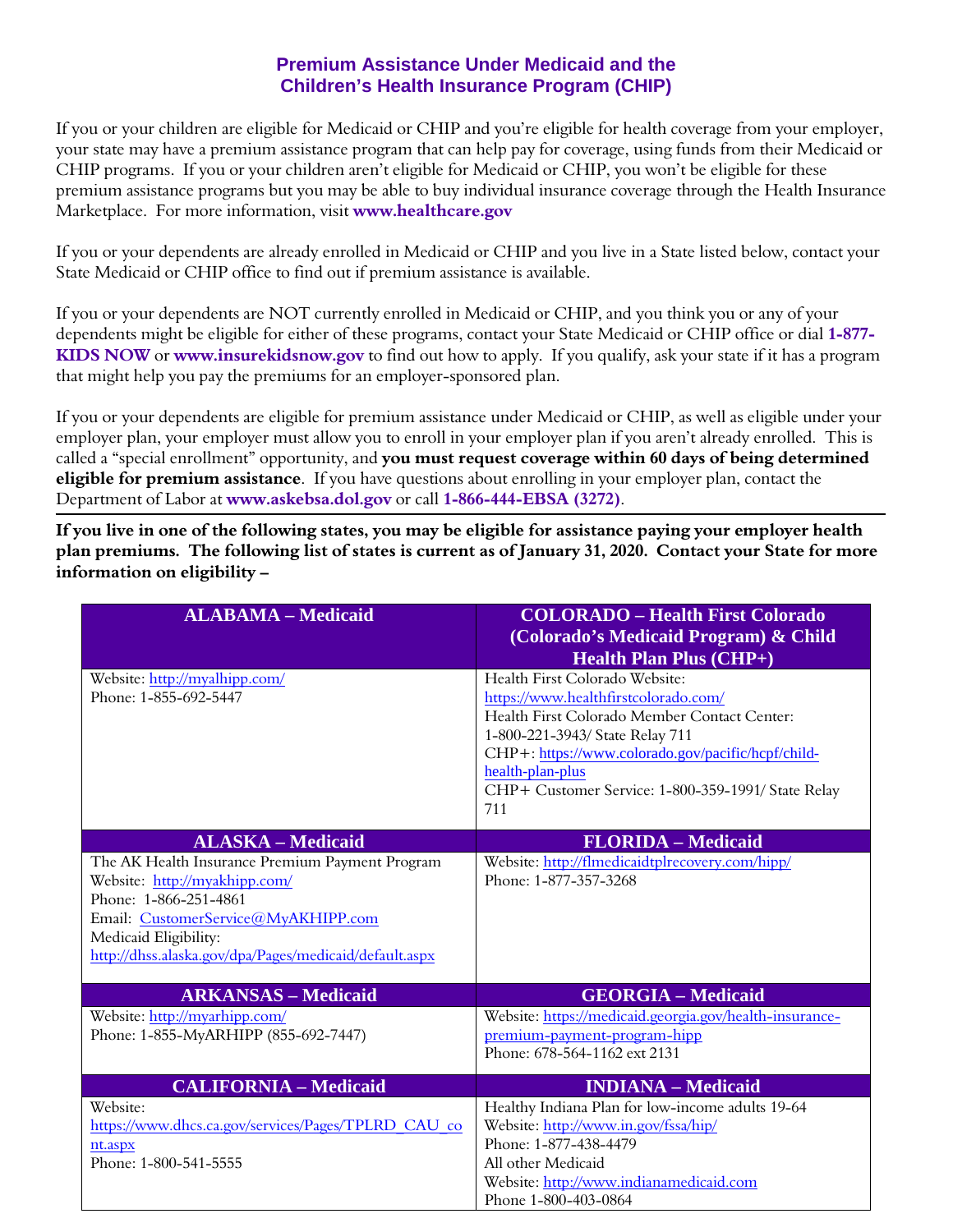## Premium Assistance Under Medicaid and the Children's Health Insurance Program (CHIP)

If you or your children are eligible for Medicaid or CHIP and you're eligible for health coverage from your employer, your state may have a premium assistance program that can help pay for coverage, using funds from their Medicaid or CHIP programs. If you or your children aren't eligible for Medicaid or CHIP, you won't be eligible for these premium assistance programs but you may be able to buy individual insurance coverage through the Health Insurance Marketplace. For more information, visit **www.healthcare.gov**

If you or your dependents are already enrolled in Medicaid or CHIP and you live in a State listed below, contact your State Medicaid or CHIP office to find out if premium assistance is available.

If you or your dependents are NOT currently enrolled in Medicaid or CHIP, and you think you or any of your dependents might be eligible for either of these programs, contact your State Medicaid or CHIP office or dial **1-877-KIDS NOW** or **www.insurekidsnow.gov** to find out how to apply. If you qualify, ask your state if it has a program that might help you pay the premiums for an employer-sponsored plan.

If you or your dependents are eligible for premium assistance under Medicaid or CHIP, as well as eligible under your employer plan, your employer must allow you to enroll in your employer plan if you aren't already enrolled. This is called a "special enrollment" opportunity, and **you must request coverage within 60 days of being determined eligible for premium assistance**. If you have questions about enrolling in your employer plan, contact the Department of Labor at **www.askebsa.dol.gov** or call **1-866-444-EBSA (3272)**.

**If you live in one of the following states, you may be eligible for assistance paying your employer health plan premiums. The following list of states is current as of January 31, 2020. Contact your State for more information on eligibility –**

| ALABAMA – Medicaid | COLORADO – Health First Colorado (Colorado's Medicaid Program) & Child Health Plan Plus (CHP+) |
|---|---|
| Website: http://myalhipp.com/<br>Phone: 1-855-692-5447 | Health First Colorado Website: https://www.healthfirstcolorado.com/<br>Health First Colorado Member Contact Center: 1-800-221-3943/ State Relay 711<br>CHP+: https://www.colorado.gov/pacific/hcpf/child-health-plan-plus<br>CHP+ Customer Service: 1-800-359-1991/ State Relay 711 |
| **ALASKA – Medicaid** | **FLORIDA – Medicaid** |
| The AK Health Insurance Premium Payment Program<br>Website: http://myakhipp.com/<br>Phone: 1-866-251-4861<br>Email: CustomerService@MyAKHIPP.com<br>Medicaid Eligibility: http://dhss.alaska.gov/dpa/Pages/medicaid/default.aspx | Website: http://flmedicaidtplrecovery.com/hipp/<br>Phone: 1-877-357-3268 |
| **ARKANSAS – Medicaid** | **GEORGIA – Medicaid** |
| Website: http://myarhipp.com/<br>Phone: 1-855-MyARHIPP (855-692-7447) | Website: https://medicaid.georgia.gov/health-insurance-premium-payment-program-hipp<br>Phone: 678-564-1162 ext 2131 |
| **CALIFORNIA – Medicaid** | **INDIANA – Medicaid** |
| Website: https://www.dhcs.ca.gov/services/Pages/TPLRD_CAU_cont.aspx<br>Phone: 1-800-541-5555 | Healthy Indiana Plan for low-income adults 19-64<br>Website: http://www.in.gov/fssa/hip/<br>Phone: 1-877-438-4479<br>All other Medicaid<br>Website: http://www.indianamedicaid.com<br>Phone 1-800-403-0864 |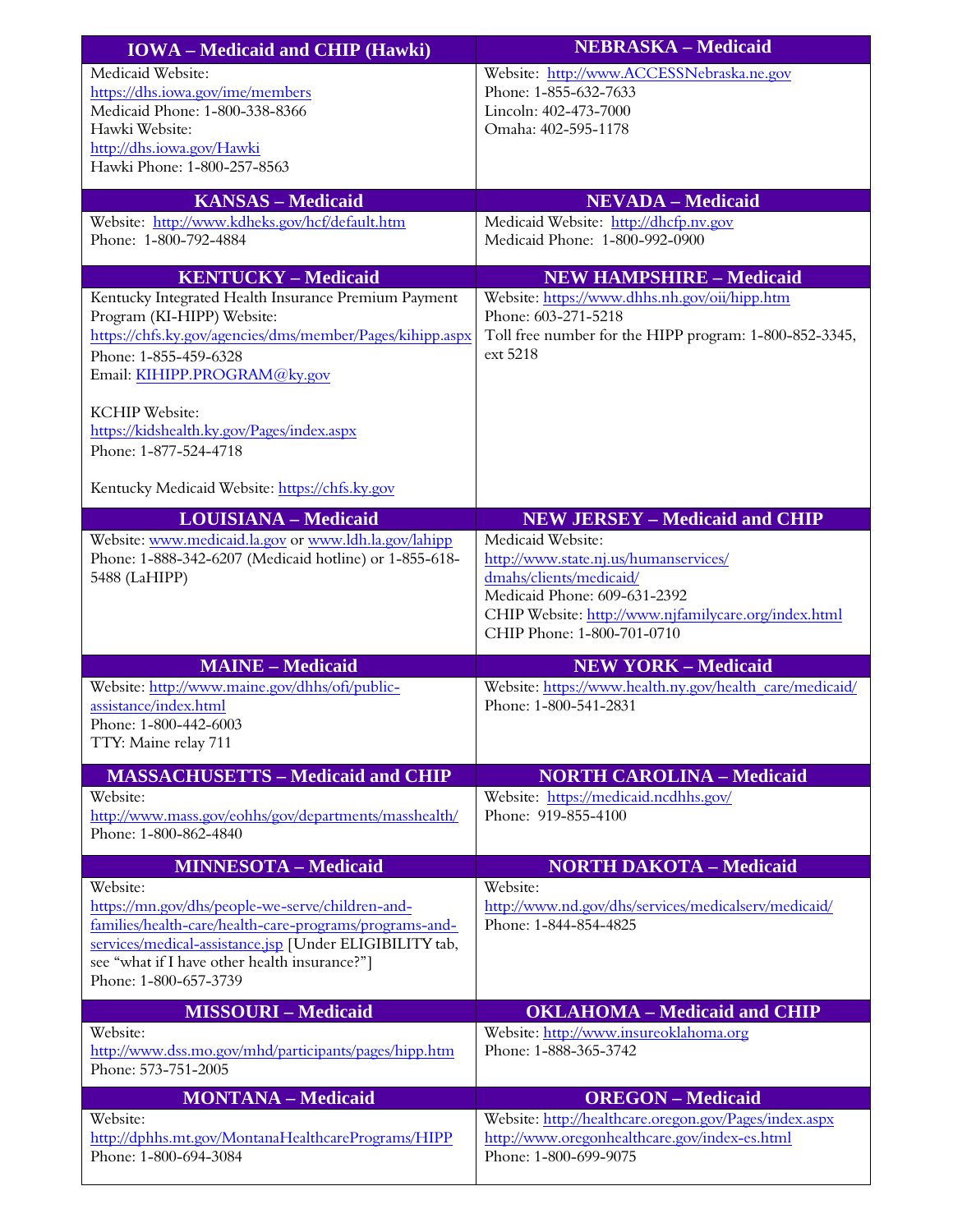| IOWA – Medicaid and CHIP (Hawki) | NEBRASKA – Medicaid |
|---|---|
| Medicaid Website: https://dhs.iowa.gov/ime/members<br>Medicaid Phone: 1-800-338-8366<br>Hawki Website: http://dhs.iowa.gov/Hawki<br>Hawki Phone: 1-800-257-8563 | Website: http://www.ACCESSNebraska.ne.gov<br>Phone: 1-855-632-7633<br>Lincoln: 402-473-7000<br>Omaha: 402-595-1178 |
| **KANSAS – Medicaid** | **NEVADA – Medicaid** |
| Website: http://www.kdheks.gov/hcf/default.htm<br>Phone: 1-800-792-4884 | Medicaid Website: http://dhcfp.nv.gov<br>Medicaid Phone: 1-800-992-0900 |
| **KENTUCKY – Medicaid** | **NEW HAMPSHIRE – Medicaid** |
| Kentucky Integrated Health Insurance Premium Payment Program (KI-HIPP) Website: https://chfs.ky.gov/agencies/dms/member/Pages/kihipp.aspx<br>Phone: 1-855-459-6328<br>Email: KIHIPP.PROGRAM@ky.gov<br><br>KCHIP Website: https://kidshealth.ky.gov/Pages/index.aspx<br>Phone: 1-877-524-4718<br><br>Kentucky Medicaid Website: https://chfs.ky.gov | Website: https://www.dhhs.nh.gov/oii/hipp.htm<br>Phone: 603-271-5218<br>Toll free number for the HIPP program: 1-800-852-3345, ext 5218 |
| **LOUISIANA – Medicaid** | **NEW JERSEY – Medicaid and CHIP** |
| Website: www.medicaid.la.gov or www.ldh.la.gov/lahipp<br>Phone: 1-888-342-6207 (Medicaid hotline) or 1-855-618-5488 (LaHIPP) | Medicaid Website: http://www.state.nj.us/humanservices/dmahs/clients/medicaid/<br>Medicaid Phone: 609-631-2392<br>CHIP Website: http://www.njfamilycare.org/index.html<br>CHIP Phone: 1-800-701-0710 |
| **MAINE – Medicaid** | **NEW YORK – Medicaid** |
| Website: http://www.maine.gov/dhhs/ofi/public-assistance/index.html<br>Phone: 1-800-442-6003<br>TTY: Maine relay 711 | Website: https://www.health.ny.gov/health_care/medicaid/<br>Phone: 1-800-541-2831 |
| **MASSACHUSETTS – Medicaid and CHIP** | **NORTH CAROLINA – Medicaid** |
| Website: http://www.mass.gov/eohhs/gov/departments/masshealth/<br>Phone: 1-800-862-4840 | Website: https://medicaid.ncdhhs.gov/<br>Phone: 919-855-4100 |
| **MINNESOTA – Medicaid** | **NORTH DAKOTA – Medicaid** |
| Website: https://mn.gov/dhs/people-we-serve/children-and-families/health-care/health-care-programs/programs-and-services/medical-assistance.jsp [Under ELIGIBILITY tab, see "what if I have other health insurance?"]<br>Phone: 1-800-657-3739 | Website: http://www.nd.gov/dhs/services/medicalserv/medicaid/<br>Phone: 1-844-854-4825 |
| **MISSOURI – Medicaid** | **OKLAHOMA – Medicaid and CHIP** |
| Website: http://www.dss.mo.gov/mhd/participants/pages/hipp.htm<br>Phone: 573-751-2005 | Website: http://www.insureoklahoma.org<br>Phone: 1-888-365-3742 |
| **MONTANA – Medicaid** | **OREGON – Medicaid** |
| Website: http://dphhs.mt.gov/MontanaHealthcarePrograms/HIPP<br>Phone: 1-800-694-3084 | Website: http://healthcare.oregon.gov/Pages/index.aspx<br>http://www.oregonhealthcare.gov/index-es.html<br>Phone: 1-800-699-9075 |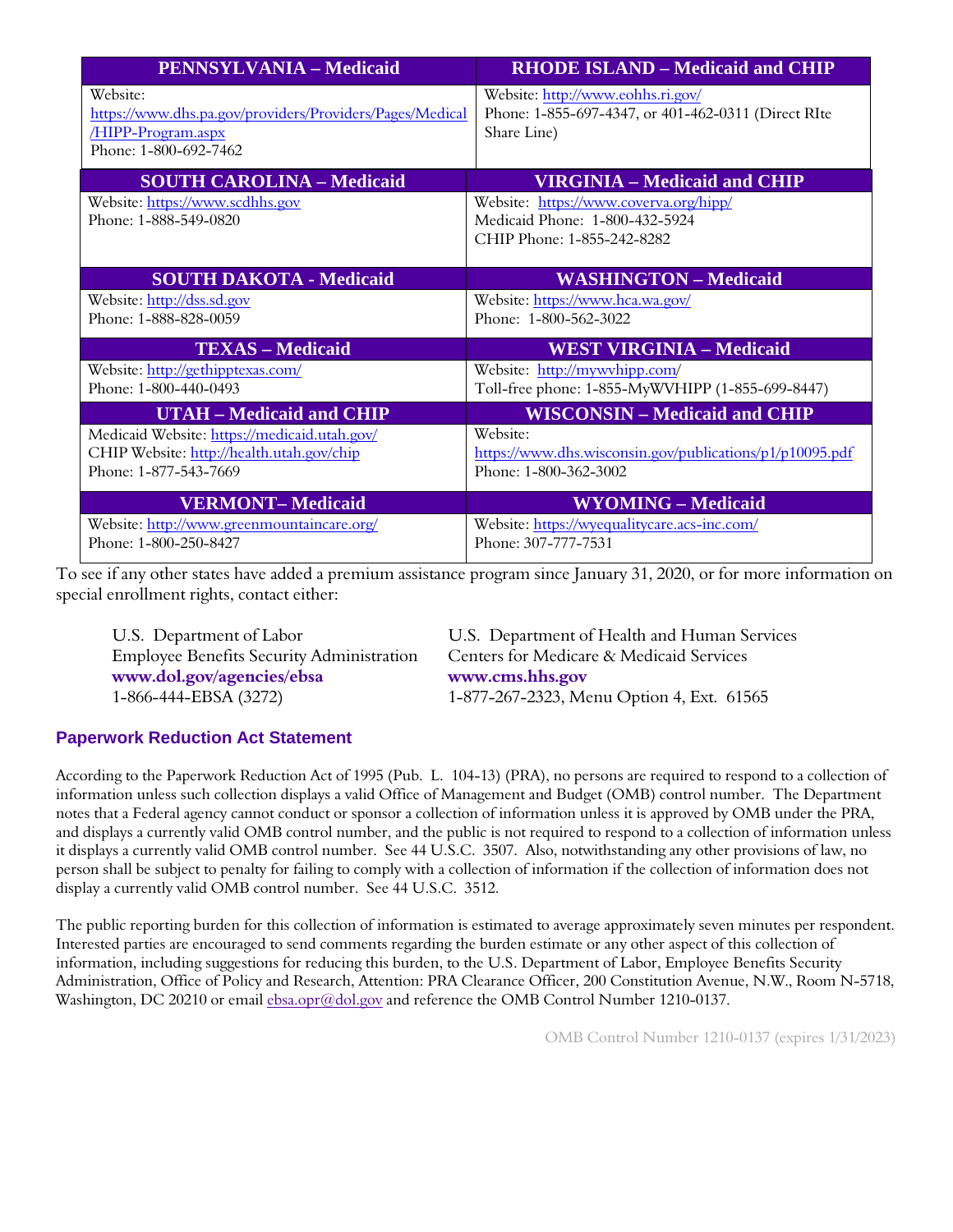| PENNSYLVANIA – Medicaid | RHODE ISLAND – Medicaid and CHIP |
|---|---|
| Website: https://www.dhs.pa.gov/providers/Providers/Pages/Medical/HIPP-Program.aspx<br>Phone: 1-800-692-7462 | Website: http://www.eohhs.ri.gov/<br>Phone: 1-855-697-4347, or 401-462-0311 (Direct RIte Share Line) |
| **SOUTH CAROLINA – Medicaid** | **VIRGINIA – Medicaid and CHIP** |
| Website: https://www.scdhhs.gov<br>Phone: 1-888-549-0820 | Website: https://www.coverva.org/hipp/<br>Medicaid Phone: 1-800-432-5924<br>CHIP Phone: 1-855-242-8282 |
| **SOUTH DAKOTA - Medicaid** | **WASHINGTON – Medicaid** |
| Website: http://dss.sd.gov<br>Phone: 1-888-828-0059 | Website: https://www.hca.wa.gov/<br>Phone: 1-800-562-3022 |
| **TEXAS – Medicaid** | **WEST VIRGINIA – Medicaid** |
| Website: http://gethipptexas.com/<br>Phone: 1-800-440-0493 | Website: http://mywvhipp.com/<br>Toll-free phone: 1-855-MyWVHIPP (1-855-699-8447) |
| **UTAH – Medicaid and CHIP** | **WISCONSIN – Medicaid and CHIP** |
| Medicaid Website: https://medicaid.utah.gov/<br>CHIP Website: http://health.utah.gov/chip<br>Phone: 1-877-543-7669 | Website: https://www.dhs.wisconsin.gov/publications/p1/p10095.pdf<br>Phone: 1-800-362-3002 |
| **VERMONT– Medicaid** | **WYOMING – Medicaid** |
| Website: http://www.greenmountaincare.org/<br>Phone: 1-800-250-8427 | Website: https://wyequalitycare.acs-inc.com/<br>Phone: 307-777-7531 |

To see if any other states have added a premium assistance program since January 31, 2020, or for more information on special enrollment rights, contact either:

U.S. Department of Labor
Employee Benefits Security Administration
**www.dol.gov/agencies/ebsa**
1-866-444-EBSA (3272)

U.S. Department of Health and Human Services
Centers for Medicare & Medicaid Services
**www.cms.hhs.gov**
1-877-267-2323, Menu Option 4, Ext. 61565

## Paperwork Reduction Act Statement

According to the Paperwork Reduction Act of 1995 (Pub. L. 104-13) (PRA), no persons are required to respond to a collection of information unless such collection displays a valid Office of Management and Budget (OMB) control number. The Department notes that a Federal agency cannot conduct or sponsor a collection of information unless it is approved by OMB under the PRA, and displays a currently valid OMB control number, and the public is not required to respond to a collection of information unless it displays a currently valid OMB control number. See 44 U.S.C. 3507. Also, notwithstanding any other provisions of law, no person shall be subject to penalty for failing to comply with a collection of information if the collection of information does not display a currently valid OMB control number. See 44 U.S.C. 3512.

The public reporting burden for this collection of information is estimated to average approximately seven minutes per respondent. Interested parties are encouraged to send comments regarding the burden estimate or any other aspect of this collection of information, including suggestions for reducing this burden, to the U.S. Department of Labor, Employee Benefits Security Administration, Office of Policy and Research, Attention: PRA Clearance Officer, 200 Constitution Avenue, N.W., Room N-5718, Washington, DC 20210 or email ebsa.opr@dol.gov and reference the OMB Control Number 1210-0137.

OMB Control Number 1210-0137 (expires 1/31/2023)